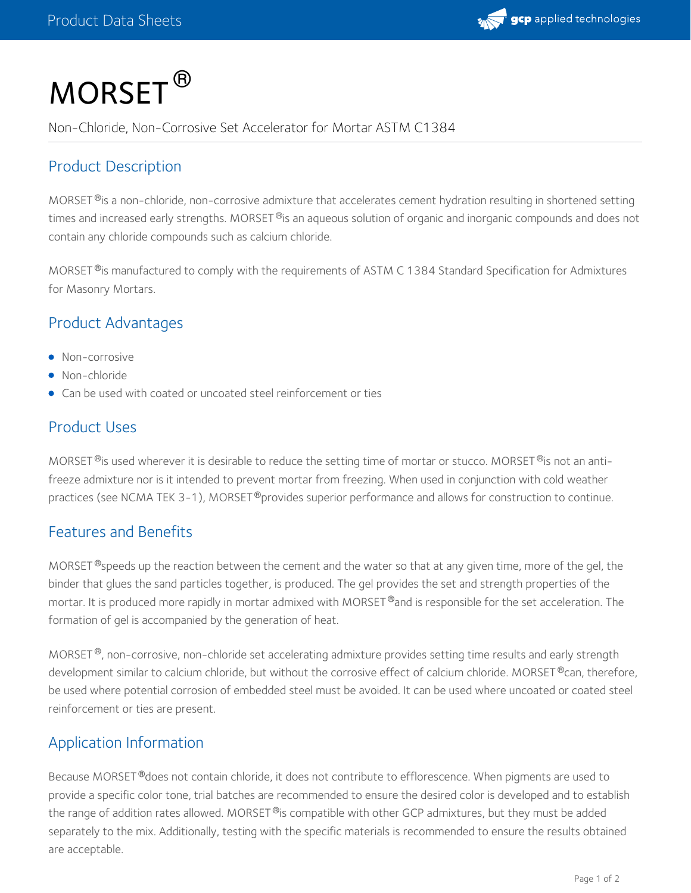# MORSET®

Non-Chloride, Non-Corrosive Set Accelerator for Mortar ASTM C1384

## Product Description

MORSET® is a non-chloride, non-corrosive admixture that accelerates cement hydration resulting in shortened setting times and increased early strengths. MORSET® is an aqueous solution of organic and inorganic compounds and does not contain any chloride compounds such as calcium chloride.

MORSET® is manufactured to comply with the requirements of ASTM C 1384 Standard Specification for Admixtures for Masonry Mortars.

## Product Advantages

- Non-corrosive
- Non-chloride
- Can be used with coated or uncoated steel reinforcement or ties

## Product Uses

MORSET® is used wherever it is desirable to reduce the setting time of mortar or stucco. MORSET® is not an anti-freeze admixture nor is it intended to prevent mortar from freezing. When used in conjunction with cold weather practices (see NCMA TEK 3-1), MORSET® provides superior performance and allows for construction to continue.

## Features and Benefits

MORSET® speeds up the reaction between the cement and the water so that at any given time, more of the gel, the binder that glues the sand particles together, is produced. The gel provides the set and strength properties of the mortar. It is produced more rapidly in mortar admixed with MORSET® and is responsible for the set acceleration. The formation of gel is accompanied by the generation of heat.

MORSET®, non-corrosive, non-chloride set accelerating admixture provides setting time results and early strength development similar to calcium chloride, but without the corrosive effect of calcium chloride. MORSET® can, therefore, be used where potential corrosion of embedded steel must be avoided. It can be used where uncoated or coated steel reinforcement or ties are present.

## Application Information

Because MORSET® does not contain chloride, it does not contribute to efflorescence. When pigments are used to provide a specific color tone, trial batches are recommended to ensure the desired color is developed and to establish the range of addition rates allowed. MORSET® is compatible with other GCP admixtures, but they must be added separately to the mix. Additionally, testing with the specific materials is recommended to ensure the results obtained are acceptable.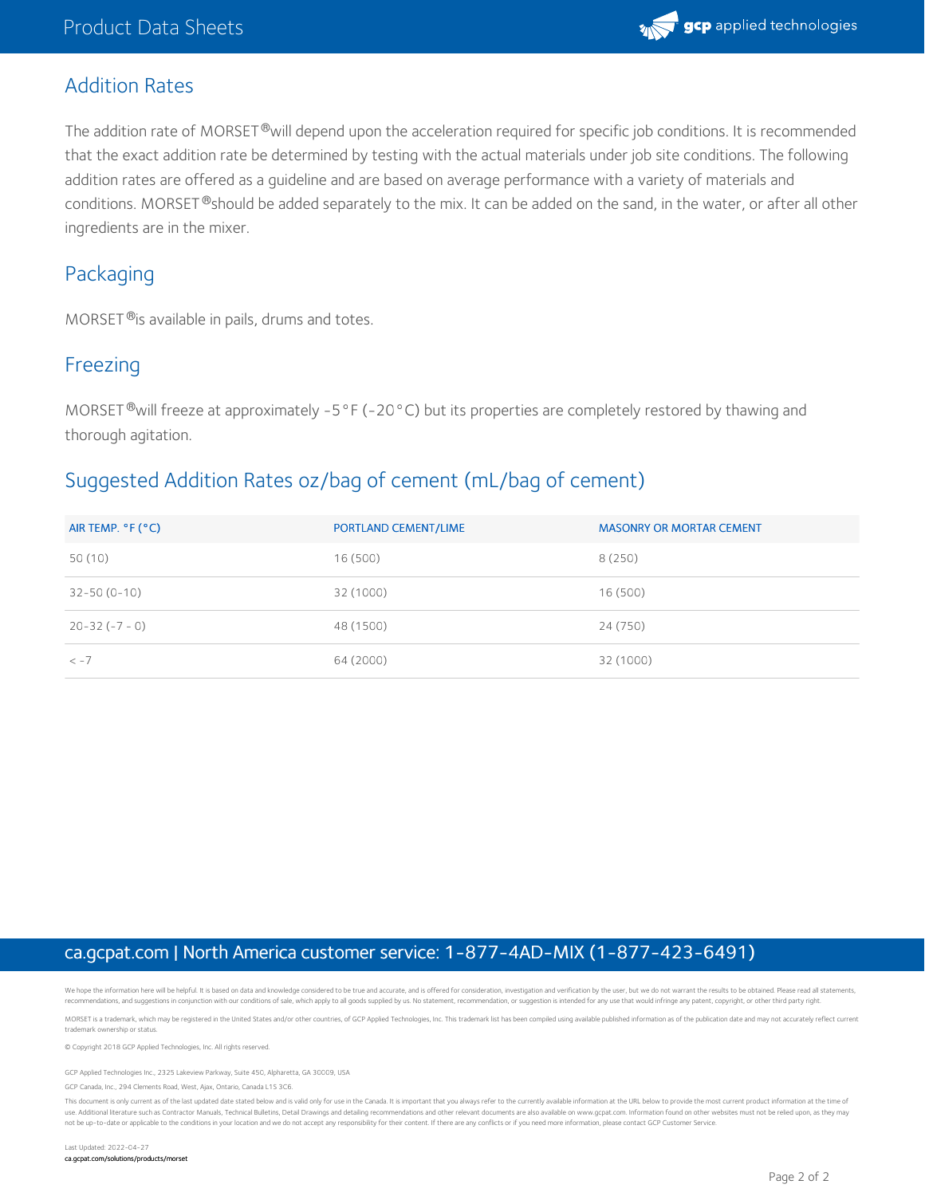## Addition Rates

The addition rate of MORSET®will depend upon the acceleration required for specific job conditions. It is recommended that the exact addition rate be determined by testing with the actual materials under job site conditions. The following addition rates are offered as a guideline and are based on average performance with a variety of materials and conditions. MORSET®should be added separately to the mix. It can be added on the sand, in the water, or after all other ingredients are in the mixer.

## Packaging

MORSET®is available in pails, drums and totes.

## Freezing

MORSET®will freeze at approximately -5°F (-20°C) but its properties are completely restored by thawing and thorough agitation.

## Suggested Addition Rates oz/bag of cement (mL/bag of cement)

| AIR TEMP. °F (°C) | PORTLAND CEMENT/LIME | MASONRY OR MORTAR CEMENT |
|---|---|---|
| 50 (10) | 16 (500) | 8 (250) |
| 32-50 (0-10) | 32 (1000) | 16 (500) |
| 20-32 (-7 - 0) | 48 (1500) | 24 (750) |
| < -7 | 64 (2000) | 32 (1000) |

ca.gcpat.com | North America customer service: 1-877-4AD-MIX (1-877-423-6491)

We hope the information here will be helpful. It is based on data and knowledge considered to be true and accurate, and is offered for consideration, investigation and verification by the user, but we do not warrant the results to be obtained. Please read all statements, recommendations, and suggestions in conjunction with our conditions of sale, which apply to all goods supplied by us. No statement, recommendation, or suggestion is intended for any use that would infringe any patent, copyright, or other third party right.

MORSET is a trademark, which may be registered in the United States and/or other countries, of GCP Applied Technologies, Inc. This trademark list has been compiled using available published information as of the publication date and may not accurately reflect current trademark ownership or status.

© Copyright 2018 GCP Applied Technologies, Inc. All rights reserved.

GCP Applied Technologies Inc., 2325 Lakeview Parkway, Suite 450, Alpharetta, GA 30009, USA

GCP Canada, Inc., 294 Clements Road, West, Ajax, Ontario, Canada L1S 3C6.

This document is only current as of the last updated date stated below and is valid only for use in the Canada. It is important that you always refer to the currently available information at the URL below to provide the most current product information at the time of use. Additional literature such as Contractor Manuals, Technical Bulletins, Detail Drawings and detailing recommendations and other relevant documents are also available on www.gcpat.com. Information found on other websites must not be relied upon, as they may not be up-to-date or applicable to the conditions in your location and we do not accept any responsibility for their content. If there are any conflicts or if you need more information, please contact GCP Customer Service.

Last Updated: 2022-04-27

ca.gcpat.com/solutions/products/morset